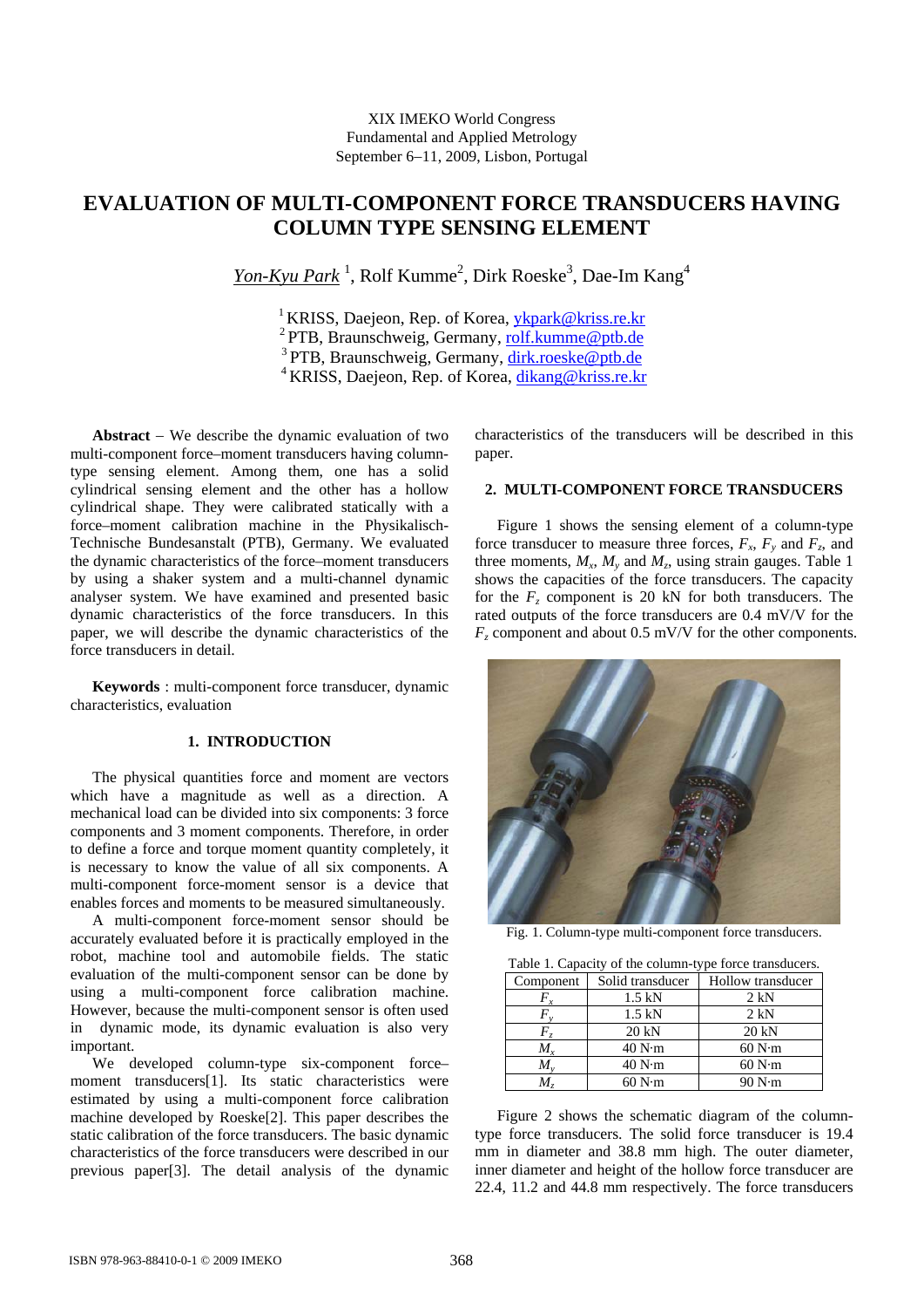XIX IMEKO World Congress
Fundamental and Applied Metrology
September 6–11, 2009, Lisbon, Portugal

# EVALUATION OF MULTI-COMPONENT FORCE TRANSDUCERS HAVING COLUMN TYPE SENSING ELEMENT

*Yon-Kyu Park* [1], Rolf Kumme[2], Dirk Roeske[3], Dae-Im Kang[4]

[1] KRISS, Daejeon, Rep. of Korea, ykpark@kriss.re.kr
[2] PTB, Braunschweig, Germany, rolf.kumme@ptb.de
[3] PTB, Braunschweig, Germany, dirk.roeske@ptb.de
[4] KRISS, Daejeon, Rep. of Korea, dikang@kriss.re.kr

**Abstract** – We describe the dynamic evaluation of two multi-component force–moment transducers having column-type sensing element. Among them, one has a solid cylindrical sensing element and the other has a hollow cylindrical shape. They were calibrated statically with a force–moment calibration machine in the Physikalisch-Technische Bundesanstalt (PTB), Germany. We evaluated the dynamic characteristics of the force–moment transducers by using a shaker system and a multi-channel dynamic analyser system. We have examined and presented basic dynamic characteristics of the force transducers. In this paper, we will describe the dynamic characteristics of the force transducers in detail.

**Keywords** : multi-component force transducer, dynamic characteristics, evaluation

## 1. INTRODUCTION

The physical quantities force and moment are vectors which have a magnitude as well as a direction. A mechanical load can be divided into six components: 3 force components and 3 moment components. Therefore, in order to define a force and torque moment quantity completely, it is necessary to know the value of all six components. A multi-component force-moment sensor is a device that enables forces and moments to be measured simultaneously.

A multi-component force-moment sensor should be accurately evaluated before it is practically employed in the robot, machine tool and automobile fields. The static evaluation of the multi-component sensor can be done by using a multi-component force calibration machine. However, because the multi-component sensor is often used in dynamic mode, its dynamic evaluation is also very important.

We developed column-type six-component force–moment transducers[1]. Its static characteristics were estimated by using a multi-component force calibration machine developed by Roeske[2]. This paper describes the static calibration of the force transducers. The basic dynamic characteristics of the force transducers were described in our previous paper[3]. The detail analysis of the dynamic characteristics of the transducers will be described in this paper.

## 2. MULTI-COMPONENT FORCE TRANSDUCERS

Figure 1 shows the sensing element of a column-type force transducer to measure three forces, $F_x$, $F_y$ and $F_z$, and three moments, $M_x$, $M_y$ and $M_z$, using strain gauges. Table 1 shows the capacities of the force transducers. The capacity for the $F_z$ component is 20 kN for both transducers. The rated outputs of the force transducers are 0.4 mV/V for the $F_z$ component and about 0.5 mV/V for the other components.

Fig. 1. Column-type multi-component force transducers.

Table 1. Capacity of the column-type force transducers.

| Component | Solid transducer | Hollow transducer |
|---|---|---|
| $F_x$ | 1.5 kN | 2 kN |
| $F_y$ | 1.5 kN | 2 kN |
| $F_z$ | 20 kN | 20 kN |
| $M_x$ | 40 N·m | 60 N·m |
| $M_y$ | 40 N·m | 60 N·m |
| $M_z$ | 60 N·m | 90 N·m |

Figure 2 shows the schematic diagram of the column-type force transducers. The solid force transducer is 19.4 mm in diameter and 38.8 mm high. The outer diameter, inner diameter and height of the hollow force transducer are 22.4, 11.2 and 44.8 mm respectively. The force transducers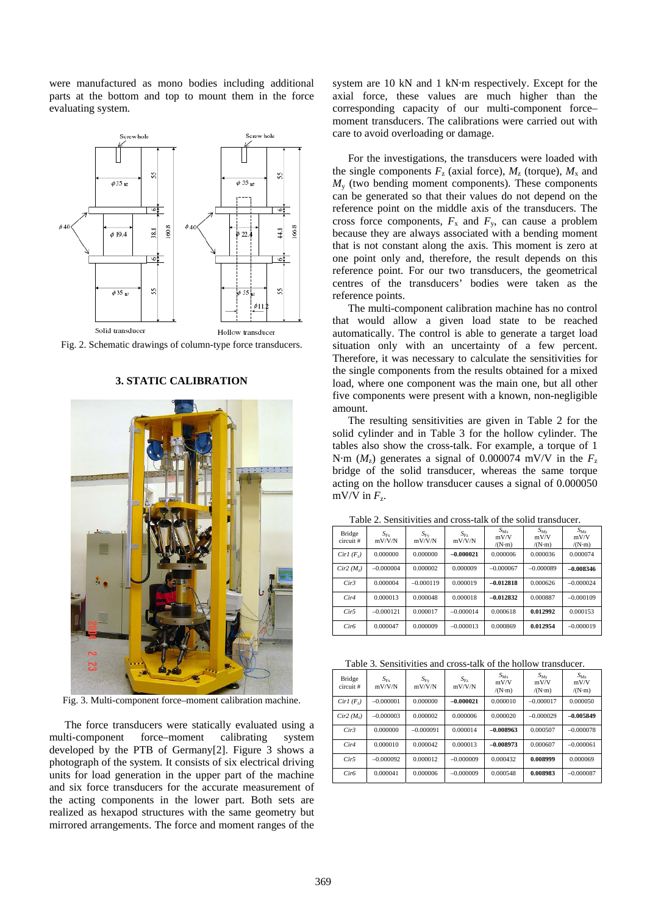were manufactured as mono bodies including additional parts at the bottom and top to mount them in the force evaluating system.

Fig. 2. Schematic drawings of column-type force transducers.

## 3. STATIC CALIBRATION

Fig. 3. Multi-component force–moment calibration machine.

The force transducers were statically evaluated using a multi-component force–moment calibrating system developed by the PTB of Germany[2]. Figure 3 shows a photograph of the system. It consists of six electrical driving units for load generation in the upper part of the machine and six force transducers for the accurate measurement of the acting components in the lower part. Both sets are realized as hexapod structures with the same geometry but mirrored arrangements. The force and moment ranges of the system are 10 kN and 1 kN·m respectively. Except for the axial force, these values are much higher than the corresponding capacity of our multi-component force–moment transducers. The calibrations were carried out with care to avoid overloading or damage.

For the investigations, the transducers were loaded with the single components $F_z$ (axial force), $M_z$ (torque), $M_x$ and $M_y$ (two bending moment components). These components can be generated so that their values do not depend on the reference point on the middle axis of the transducers. The cross force components, $F_x$ and $F_y$, can cause a problem because they are always associated with a bending moment that is not constant along the axis. This moment is zero at one point only and, therefore, the result depends on this reference point. For our two transducers, the geometrical centres of the transducers' bodies were taken as the reference points.

The multi-component calibration machine has no control that would allow a given load state to be reached automatically. The control is able to generate a target load situation only with an uncertainty of a few percent. Therefore, it was necessary to calculate the sensitivities for the single components from the results obtained for a mixed load, where one component was the main one, but all other five components were present with a known, non-negligible amount.

The resulting sensitivities are given in Table 2 for the solid cylinder and in Table 3 for the hollow cylinder. The tables also show the cross-talk. For example, a torque of 1 N·m ($M_z$) generates a signal of 0.000074 mV/V in the $F_z$ bridge of the solid transducer, whereas the same torque acting on the hollow transducer causes a signal of 0.000050 mV/V in $F_z$.

Table 2. Sensitivities and cross-talk of the solid transducer.

| Bridge circuit # | $S_{Fx}$ mV/V/N | $S_{Fy}$ mV/V/N | $S_{Fz}$ mV/V/N | $S_{Mx}$ mV/V /(N·m) | $S_{My}$ mV/V /(N·m) | $S_{Mz}$ mV/V /(N·m) |
|---|---|---|---|---|---|---|
| *Cir1* ($F_z$) | 0.000000 | 0.000000 | **−0.000021** | 0.000006 | 0.000036 | 0.000074 |
| *Cir2* ($M_z$) | −0.000004 | 0.000002 | 0.000009 | −0.000067 | −0.000089 | **−0.008346** |
| *Cir3* | 0.000004 | −0.000119 | 0.000019 | **−0.012818** | 0.000626 | −0.000024 |
| *Cir4* | 0.000013 | 0.000048 | 0.000018 | **−0.012832** | 0.000887 | −0.000109 |
| *Cir5* | −0.000121 | 0.000017 | −0.000014 | 0.000618 | **0.012992** | 0.000153 |
| *Cir6* | 0.000047 | 0.000009 | −0.000013 | 0.000869 | **0.012954** | −0.000019 |

Table 3. Sensitivities and cross-talk of the hollow transducer.

| Bridge circuit # | $S_{Fx}$ mV/V/N | $S_{Fy}$ mV/V/N | $S_{Fz}$ mV/V/N | $S_{Mx}$ mV/V /(N·m) | $S_{My}$ mV/V /(N·m) | $S_{Mz}$ mV/V /(N·m) |
|---|---|---|---|---|---|---|
| *Cir1* ($F_z$) | −0.000001 | 0.000000 | **−0.000021** | 0.000010 | −0.000017 | 0.000050 |
| *Cir2* ($M_z$) | −0.000003 | 0.000002 | 0.000006 | 0.000020 | −0.000029 | **−0.005849** |
| *Cir3* | 0.000000 | −0.000091 | 0.000014 | **−0.008963** | 0.000507 | −0.000078 |
| *Cir4* | 0.000010 | 0.000042 | 0.000013 | **−0.008973** | 0.000607 | −0.000061 |
| *Cir5* | −0.000092 | 0.000012 | −0.000009 | 0.000432 | **0.008999** | 0.000069 |
| *Cir6* | 0.000041 | 0.000006 | −0.000009 | 0.000548 | **0.008983** | −0.000087 |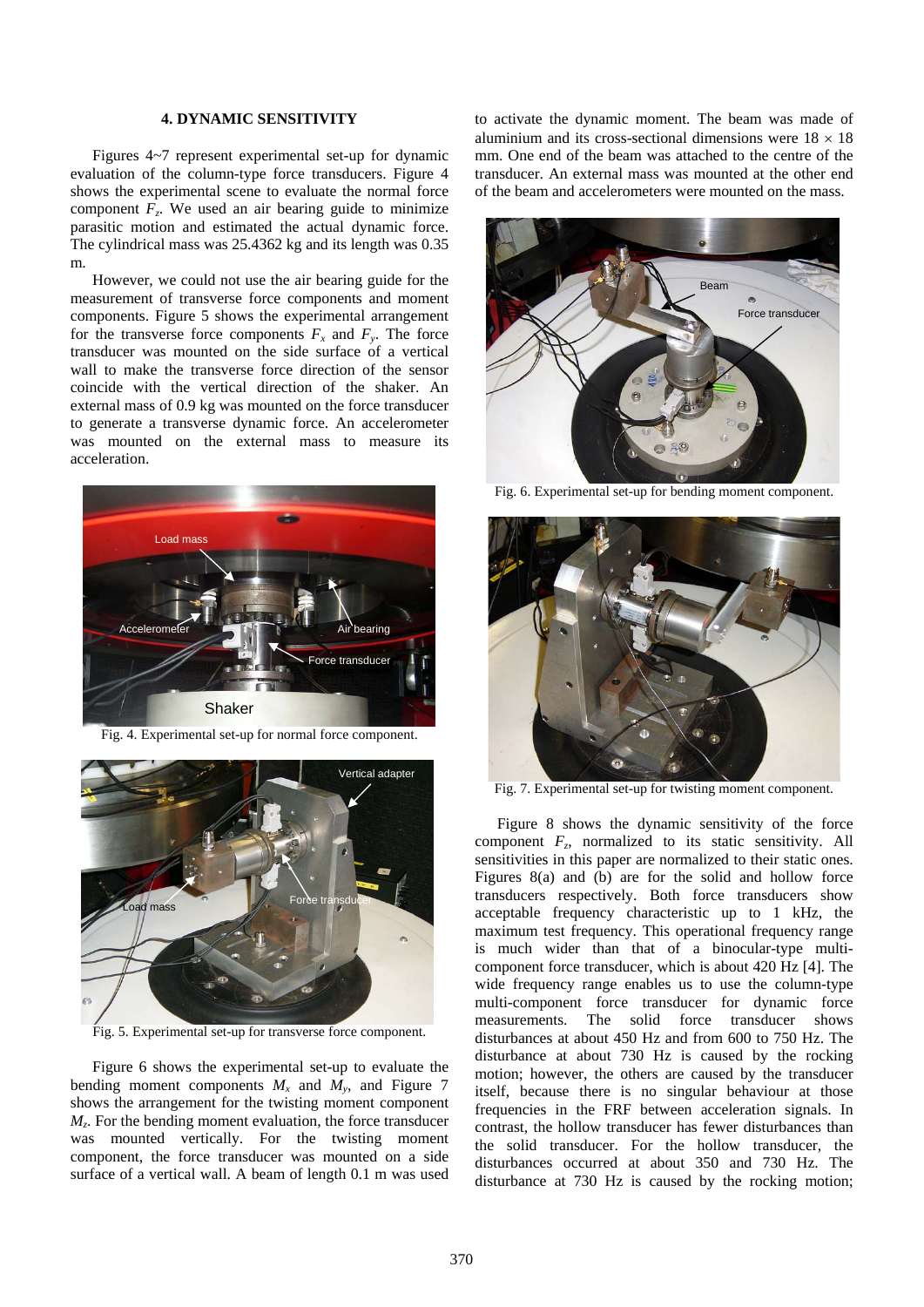## 4. DYNAMIC SENSITIVITY

Figures 4~7 represent experimental set-up for dynamic evaluation of the column-type force transducers. Figure 4 shows the experimental scene to evaluate the normal force component $F_z$. We used an air bearing guide to minimize parasitic motion and estimated the actual dynamic force. The cylindrical mass was 25.4362 kg and its length was 0.35 m.

However, we could not use the air bearing guide for the measurement of transverse force components and moment components. Figure 5 shows the experimental arrangement for the transverse force components $F_x$ and $F_y$. The force transducer was mounted on the side surface of a vertical wall to make the transverse force direction of the sensor coincide with the vertical direction of the shaker. An external mass of 0.9 kg was mounted on the force transducer to generate a transverse dynamic force. An accelerometer was mounted on the external mass to measure its acceleration.

Fig. 4. Experimental set-up for normal force component.

Fig. 5. Experimental set-up for transverse force component.

Figure 6 shows the experimental set-up to evaluate the bending moment components $M_x$ and $M_y$, and Figure 7 shows the arrangement for the twisting moment component $M_z$. For the bending moment evaluation, the force transducer was mounted vertically. For the twisting moment component, the force transducer was mounted on a side surface of a vertical wall. A beam of length 0.1 m was used to activate the dynamic moment. The beam was made of aluminium and its cross-sectional dimensions were 18 × 18 mm. One end of the beam was attached to the centre of the transducer. An external mass was mounted at the other end of the beam and accelerometers were mounted on the mass.

Fig. 6. Experimental set-up for bending moment component.

Fig. 7. Experimental set-up for twisting moment component.

Figure 8 shows the dynamic sensitivity of the force component $F_z$, normalized to its static sensitivity. All sensitivities in this paper are normalized to their static ones. Figures 8(a) and (b) are for the solid and hollow force transducers respectively. Both force transducers show acceptable frequency characteristic up to 1 kHz, the maximum test frequency. This operational frequency range is much wider than that of a binocular-type multi-component force transducer, which is about 420 Hz [4]. The wide frequency range enables us to use the column-type multi-component force transducer for dynamic force measurements. The solid force transducer shows disturbances at about 450 Hz and from 600 to 750 Hz. The disturbance at about 730 Hz is caused by the rocking motion; however, the others are caused by the transducer itself, because there is no singular behaviour at those frequencies in the FRF between acceleration signals. In contrast, the hollow transducer has fewer disturbances than the solid transducer. For the hollow transducer, the disturbances occurred at about 350 and 730 Hz. The disturbance at 730 Hz is caused by the rocking motion;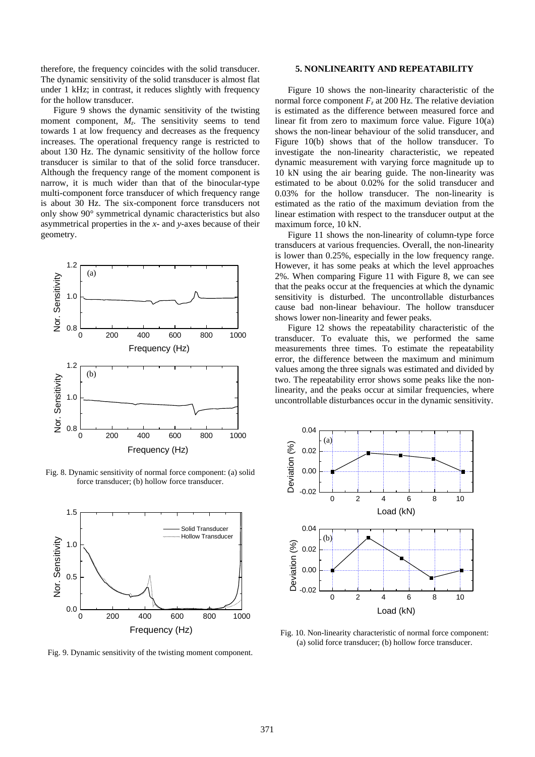therefore, the frequency coincides with the solid transducer. The dynamic sensitivity of the solid transducer is almost flat under 1 kHz; in contrast, it reduces slightly with frequency for the hollow transducer.

Figure 9 shows the dynamic sensitivity of the twisting moment component, $M_z$. The sensitivity seems to tend towards 1 at low frequency and decreases as the frequency increases. The operational frequency range is restricted to about 130 Hz. The dynamic sensitivity of the hollow force transducer is similar to that of the solid force transducer. Although the frequency range of the moment component is narrow, it is much wider than that of the binocular-type multi-component force transducer of which frequency range is about 30 Hz. The six-component force transducers not only show 90° symmetrical dynamic characteristics but also asymmetrical properties in the *x*- and *y*-axes because of their geometry.

Fig. 8. Dynamic sensitivity of normal force component: (a) solid force transducer; (b) hollow force transducer.

Fig. 9. Dynamic sensitivity of the twisting moment component.

## 5. NONLINEARITY AND REPEATABILITY

Figure 10 shows the non-linearity characteristic of the normal force component $F_z$ at 200 Hz. The relative deviation is estimated as the difference between measured force and linear fit from zero to maximum force value. Figure 10(a) shows the non-linear behaviour of the solid transducer, and Figure 10(b) shows that of the hollow transducer. To investigate the non-linearity characteristic, we repeated dynamic measurement with varying force magnitude up to 10 kN using the air bearing guide. The non-linearity was estimated to be about 0.02% for the solid transducer and 0.03% for the hollow transducer. The non-linearity is estimated as the ratio of the maximum deviation from the linear estimation with respect to the transducer output at the maximum force, 10 kN.

Figure 11 shows the non-linearity of column-type force transducers at various frequencies. Overall, the non-linearity is lower than 0.25%, especially in the low frequency range. However, it has some peaks at which the level approaches 2%. When comparing Figure 11 with Figure 8, we can see that the peaks occur at the frequencies at which the dynamic sensitivity is disturbed. The uncontrollable disturbances cause bad non-linear behaviour. The hollow transducer shows lower non-linearity and fewer peaks.

Figure 12 shows the repeatability characteristic of the transducer. To evaluate this, we performed the same measurements three times. To estimate the repeatability error, the difference between the maximum and minimum values among the three signals was estimated and divided by two. The repeatability error shows some peaks like the non-linearity, and the peaks occur at similar frequencies, where uncontrollable disturbances occur in the dynamic sensitivity.

Fig. 10. Non-linearity characteristic of normal force component: (a) solid force transducer; (b) hollow force transducer.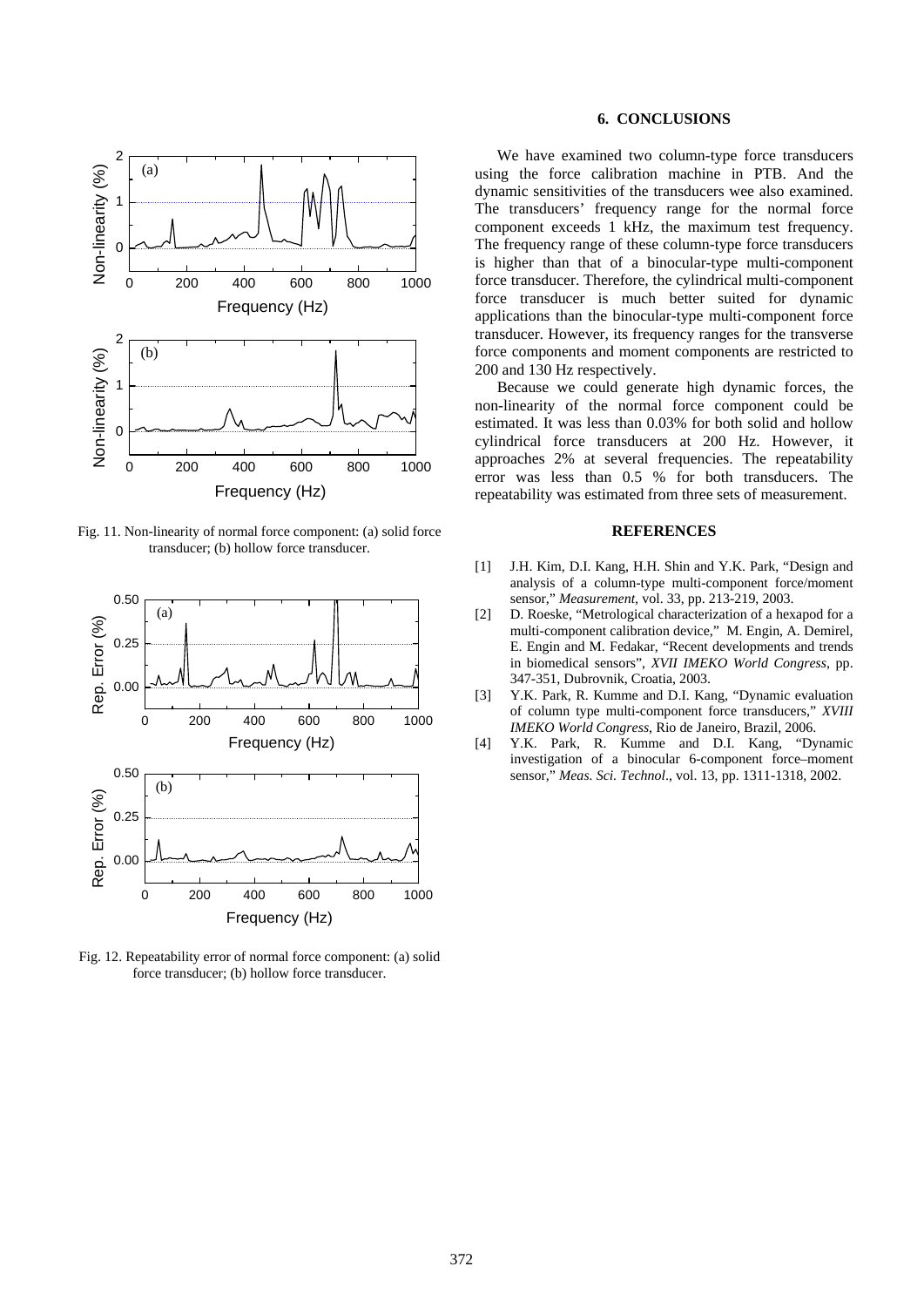(a)

2
1
0

Non-linearity (%)

0 200 400 600 800 1000

Frequency (Hz)

(b)

2
1
0

Non-linearity (%)

0 200 400 600 800 1000

Frequency (Hz)

Fig. 11. Non-linearity of normal force component: (a) solid force transducer; (b) hollow force transducer.

(a)

0.50
0.25
0.00

Rep. Error (%)

0 200 400 600 800 1000

Frequency (Hz)

(b)

0.50
0.25
0.00

Rep. Error (%)

0 200 400 600 800 1000

Frequency (Hz)

Fig. 12. Repeatability error of normal force component: (a) solid force transducer; (b) hollow force transducer.

## 6. CONCLUSIONS

We have examined two column-type force transducers using the force calibration machine in PTB. And the dynamic sensitivities of the transducers wee also examined. The transducers' frequency range for the normal force component exceeds 1 kHz, the maximum test frequency. The frequency range of these column-type force transducers is higher than that of a binocular-type multi-component force transducer. Therefore, the cylindrical multi-component force transducer is much better suited for dynamic applications than the binocular-type multi-component force transducer. However, its frequency ranges for the transverse force components and moment components are restricted to 200 and 130 Hz respectively.

Because we could generate high dynamic forces, the non-linearity of the normal force component could be estimated. It was less than 0.03% for both solid and hollow cylindrical force transducers at 200 Hz. However, it approaches 2% at several frequencies. The repeatability error was less than 0.5 % for both transducers. The repeatability was estimated from three sets of measurement.

## REFERENCES

[1] J.H. Kim, D.I. Kang, H.H. Shin and Y.K. Park, "Design and analysis of a column-type multi-component force/moment sensor," *Measurement*, vol. 33, pp. 213-219, 2003.

[2] D. Roeske, "Metrological characterization of a hexapod for a multi-component calibration device," M. Engin, A. Demirel, E. Engin and M. Fedakar, "Recent developments and trends in biomedical sensors", *XVII IMEKO World Congress*, pp. 347-351, Dubrovnik, Croatia, 2003.

[3] Y.K. Park, R. Kumme and D.I. Kang, "Dynamic evaluation of column type multi-component force transducers," *XVIII IMEKO World Congress*, Rio de Janeiro, Brazil, 2006.

[4] Y.K. Park, R. Kumme and D.I. Kang, "Dynamic investigation of a binocular 6-component force–moment sensor," *Meas. Sci. Technol*., vol. 13, pp. 1311-1318, 2002.